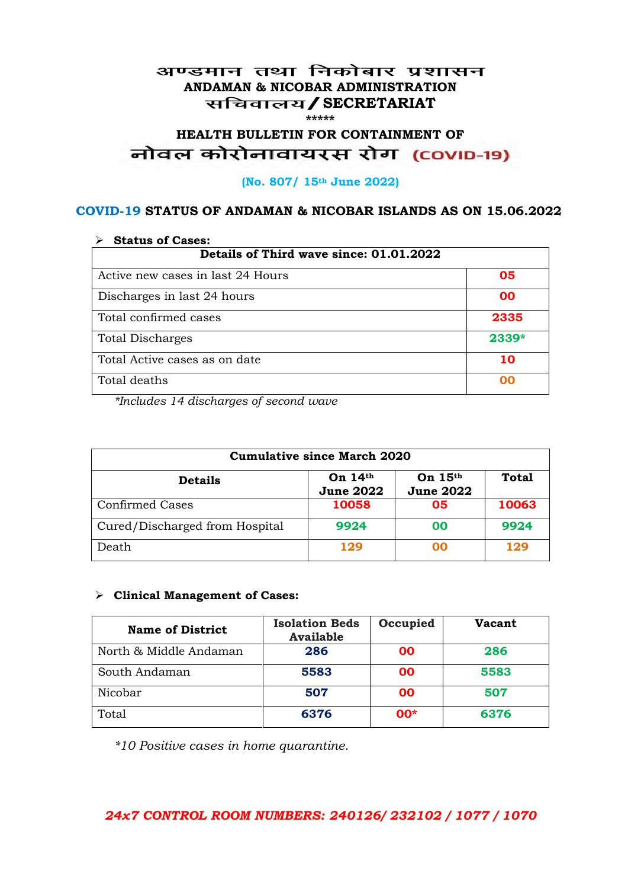# अण्डमान तथा निकोबार प्रशासन
## ANDAMAN & NICOBAR ADMINISTRATION
## सचिवालय / SECRETARIAT

\*\*\*\*\*

## HEALTH BULLETIN FOR CONTAINMENT OF
## नोवल कोरोनावायरस रोग (COVID-19)

**(No. 807/ 15th June 2022)**

### COVID-19 STATUS OF ANDAMAN & NICOBAR ISLANDS AS ON 15.06.2022

➢ **Status of Cases:**

| Details of Third wave since: 01.01.2022 | |
|---|---|
| Active new cases in last 24 Hours | 05 |
| Discharges in last 24 hours | 00 |
| Total confirmed cases | 2335 |
| Total Discharges | 2339* |
| Total Active cases as on date | 10 |
| Total deaths | 00 |

*Includes 14 discharges of second wave*

| Cumulative since March 2020 | | | |
|---|---|---|---|
| **Details** | **On 14th June 2022** | **On 15th June 2022** | **Total** |
| Confirmed Cases | 10058 | 05 | 10063 |
| Cured/Discharged from Hospital | 9924 | 00 | 9924 |
| Death | 129 | 00 | 129 |

➢ **Clinical Management of Cases:**

| Name of District | Isolation Beds Available | Occupied | Vacant |
|---|---|---|---|
| North & Middle Andaman | 286 | 00 | 286 |
| South Andaman | 5583 | 00 | 5583 |
| Nicobar | 507 | 00 | 507 |
| Total | 6376 | 00* | 6376 |

*\*10 Positive cases in home quarantine.*

***24x7 CONTROL ROOM NUMBERS: 240126/ 232102 / 1077 / 1070***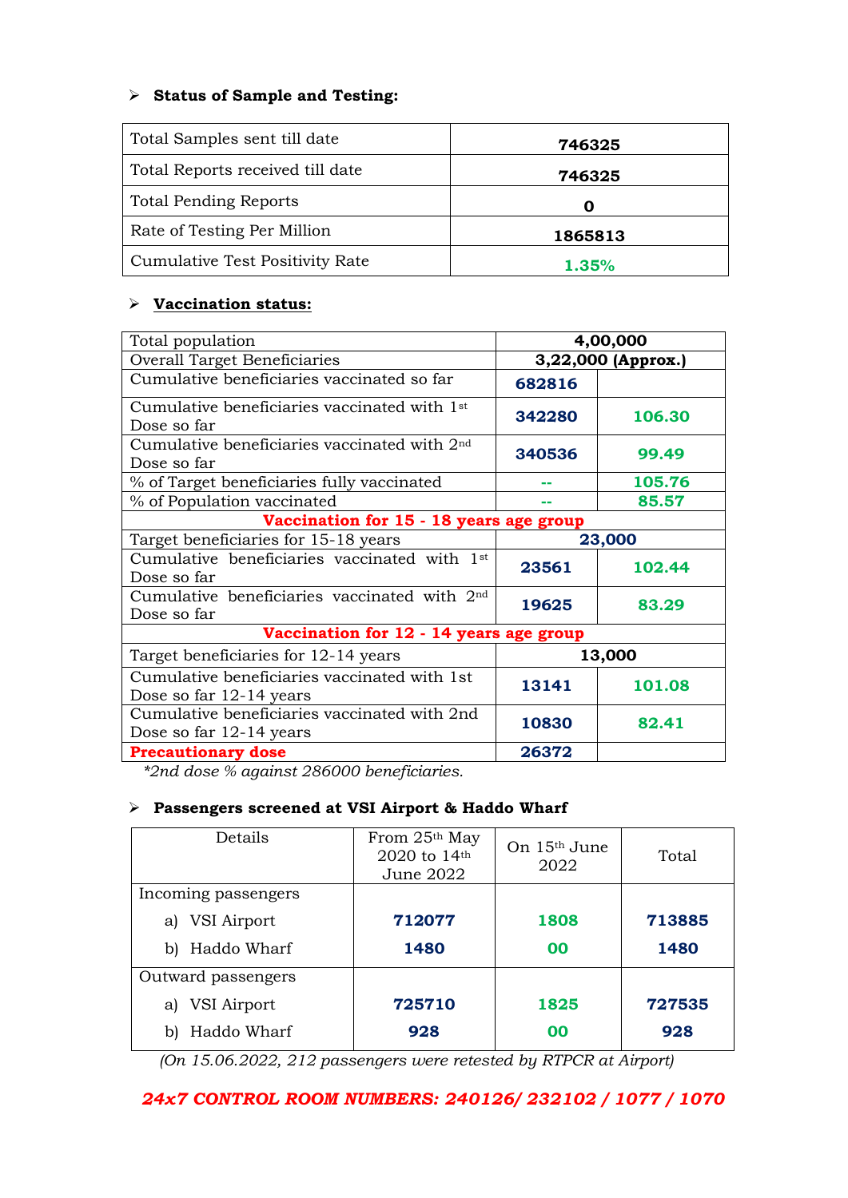- **Status of Sample and Testing:**

| | |
|---|---|
| Total Samples sent till date | 746325 |
| Total Reports received till date | 746325 |
| Total Pending Reports | 0 |
| Rate of Testing Per Million | 1865813 |
| Cumulative Test Positivity Rate | 1.35% |

- **Vaccination status:**

| | | |
|---|---|---|
| Total population | 4,00,000 | |
| Overall Target Beneficiaries | 3,22,000 (Approx.) | |
| Cumulative beneficiaries vaccinated so far | 682816 | |
| Cumulative beneficiaries vaccinated with 1st Dose so far | 342280 | 106.30 |
| Cumulative beneficiaries vaccinated with 2nd Dose so far | 340536 | 99.49 |
| % of Target beneficiaries fully vaccinated | -- | 105.76 |
| % of Population vaccinated | -- | 85.57 |
| **Vaccination for 15 - 18 years age group** | | |
| Target beneficiaries for 15-18 years | 23,000 | |
| Cumulative beneficiaries vaccinated with 1st Dose so far | 23561 | 102.44 |
| Cumulative beneficiaries vaccinated with 2nd Dose so far | 19625 | 83.29 |
| **Vaccination for 12 - 14 years age group** | | |
| Target beneficiaries for 12-14 years | 13,000 | |
| Cumulative beneficiaries vaccinated with 1st Dose so far 12-14 years | 13141 | 101.08 |
| Cumulative beneficiaries vaccinated with 2nd Dose so far 12-14 years | 10830 | 82.41 |
| **Precautionary dose** | 26372 | |

*\*2nd dose % against 286000 beneficiaries.*

- **Passengers screened at VSI Airport & Haddo Wharf**

| Details | From 25th May 2020 to 14th June 2022 | On 15th June 2022 | Total |
|---|---|---|---|
| Incoming passengers | | | |
| a) VSI Airport | 712077 | 1808 | 713885 |
| b) Haddo Wharf | 1480 | 00 | 1480 |
| Outward passengers | | | |
| a) VSI Airport | 725710 | 1825 | 727535 |
| b) Haddo Wharf | 928 | 00 | 928 |

*(On 15.06.2022, 212 passengers were retested by RTPCR at Airport)*

***24x7 CONTROL ROOM NUMBERS: 240126/ 232102 / 1077 / 1070***